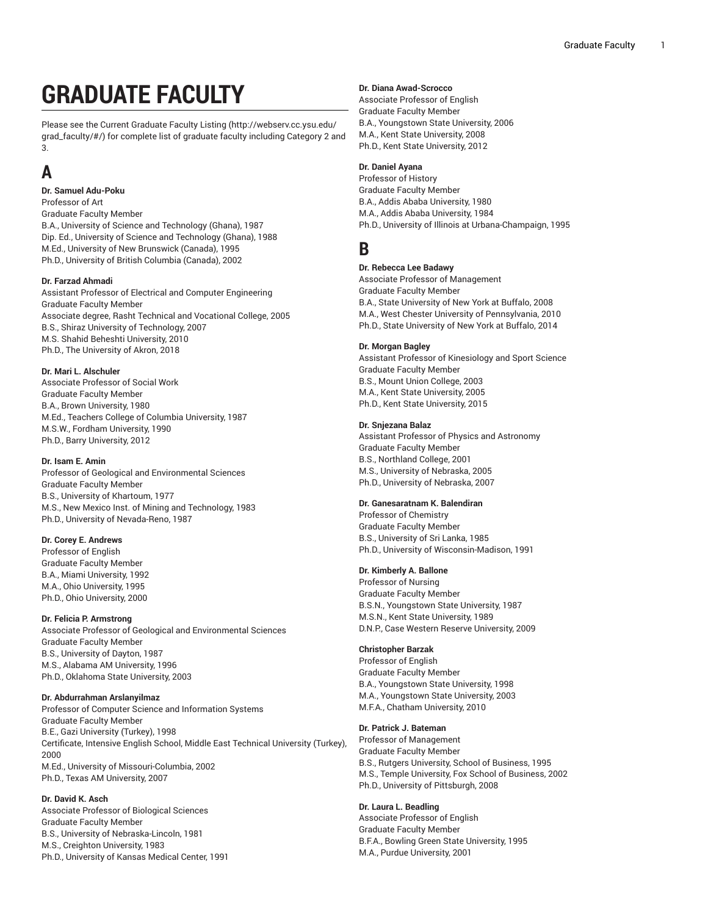# GRADUATE FACULTY

Please see the Current Graduate Faculty Listing (http://webserv.cc.ysu.edu/grad_faculty/#/) for complete list of graduate faculty including Category 2 and 3.

## A

**Dr. Samuel Adu-Poku**
Professor of Art
Graduate Faculty Member
B.A., University of Science and Technology (Ghana), 1987
Dip. Ed., University of Science and Technology (Ghana), 1988
M.Ed., University of New Brunswick (Canada), 1995
Ph.D., University of British Columbia (Canada), 2002

**Dr. Farzad Ahmadi**
Assistant Professor of Electrical and Computer Engineering
Graduate Faculty Member
Associate degree, Rasht Technical and Vocational College, 2005
B.S., Shiraz University of Technology, 2007
M.S. Shahid Beheshti University, 2010
Ph.D., The University of Akron, 2018

**Dr. Mari L. Alschuler**
Associate Professor of Social Work
Graduate Faculty Member
B.A., Brown University, 1980
M.Ed., Teachers College of Columbia University, 1987
M.S.W., Fordham University, 1990
Ph.D., Barry University, 2012

**Dr. Isam E. Amin**
Professor of Geological and Environmental Sciences
Graduate Faculty Member
B.S., University of Khartoum, 1977
M.S., New Mexico Inst. of Mining and Technology, 1983
Ph.D., University of Nevada-Reno, 1987

**Dr. Corey E. Andrews**
Professor of English
Graduate Faculty Member
B.A., Miami University, 1992
M.A., Ohio University, 1995
Ph.D., Ohio University, 2000

**Dr. Felicia P. Armstrong**
Associate Professor of Geological and Environmental Sciences
Graduate Faculty Member
B.S., University of Dayton, 1987
M.S., Alabama AM University, 1996
Ph.D., Oklahoma State University, 2003

**Dr. Abdurrahman Arslanyilmaz**
Professor of Computer Science and Information Systems
Graduate Faculty Member
B.E., Gazi University (Turkey), 1998
Certificate, Intensive English School, Middle East Technical University (Turkey), 2000
M.Ed., University of Missouri-Columbia, 2002
Ph.D., Texas AM University, 2007

**Dr. David K. Asch**
Associate Professor of Biological Sciences
Graduate Faculty Member
B.S., University of Nebraska-Lincoln, 1981
M.S., Creighton University, 1983
Ph.D., University of Kansas Medical Center, 1991

**Dr. Diana Awad-Scrocco**
Associate Professor of English
Graduate Faculty Member
B.A., Youngstown State University, 2006
M.A., Kent State University, 2008
Ph.D., Kent State University, 2012

**Dr. Daniel Ayana**
Professor of History
Graduate Faculty Member
B.A., Addis Ababa University, 1980
M.A., Addis Ababa University, 1984
Ph.D., University of Illinois at Urbana-Champaign, 1995

## B

**Dr. Rebecca Lee Badawy**
Associate Professor of Management
Graduate Faculty Member
B.A., State University of New York at Buffalo, 2008
M.A., West Chester University of Pennsylvania, 2010
Ph.D., State University of New York at Buffalo, 2014

**Dr. Morgan Bagley**
Assistant Professor of Kinesiology and Sport Science
Graduate Faculty Member
B.S., Mount Union College, 2003
M.A., Kent State University, 2005
Ph.D., Kent State University, 2015

**Dr. Snjezana Balaz**
Assistant Professor of Physics and Astronomy
Graduate Faculty Member
B.S., Northland College, 2001
M.S., University of Nebraska, 2005
Ph.D., University of Nebraska, 2007

**Dr. Ganesaratnam K. Balendiran**
Professor of Chemistry
Graduate Faculty Member
B.S., University of Sri Lanka, 1985
Ph.D., University of Wisconsin-Madison, 1991

**Dr. Kimberly A. Ballone**
Professor of Nursing
Graduate Faculty Member
B.S.N., Youngstown State University, 1987
M.S.N., Kent State University, 1989
D.N.P., Case Western Reserve University, 2009

**Christopher Barzak**
Professor of English
Graduate Faculty Member
B.A., Youngstown State University, 1998
M.A., Youngstown State University, 2003
M.F.A., Chatham University, 2010

**Dr. Patrick J. Bateman**
Professor of Management
Graduate Faculty Member
B.S., Rutgers University, School of Business, 1995
M.S., Temple University, Fox School of Business, 2002
Ph.D., University of Pittsburgh, 2008

**Dr. Laura L. Beadling**
Associate Professor of English
Graduate Faculty Member
B.F.A., Bowling Green State University, 1995
M.A., Purdue University, 2001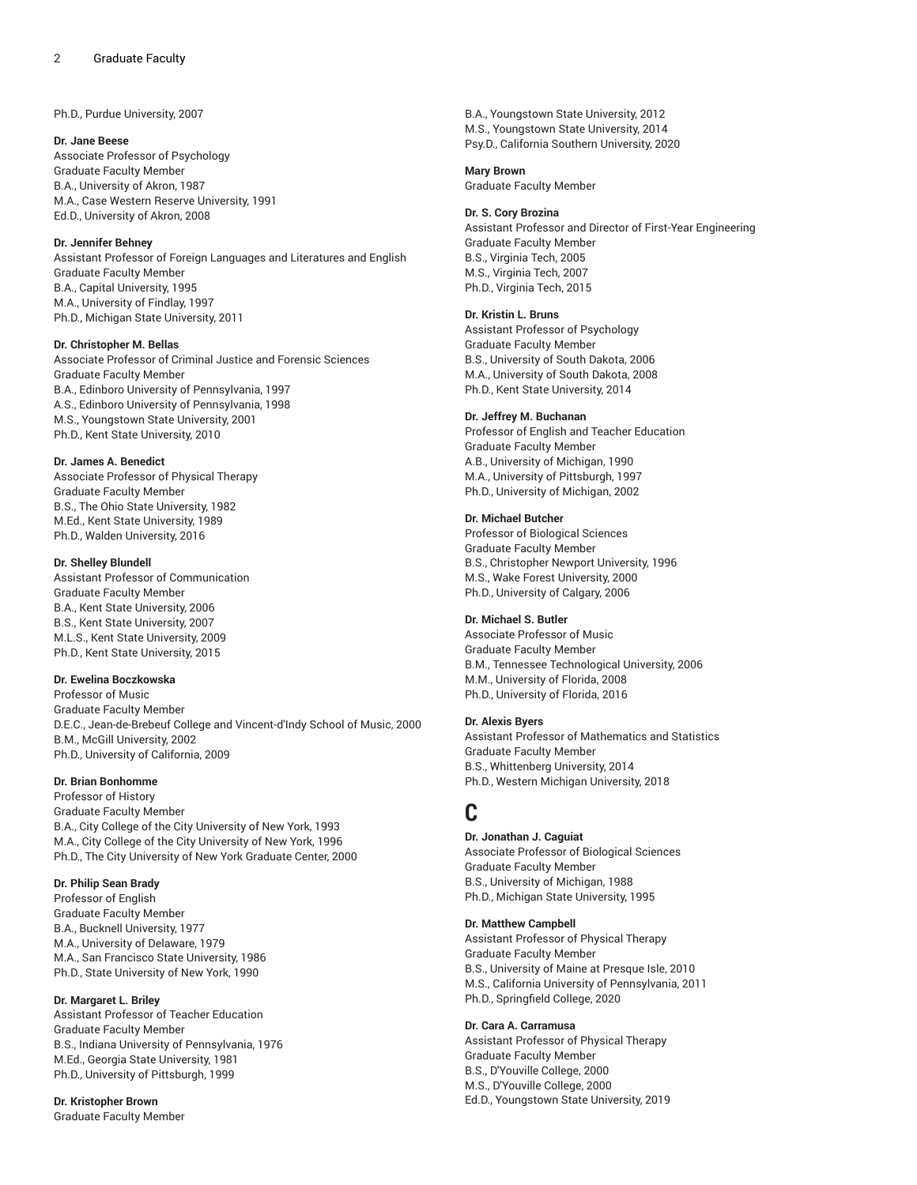Ph.D., Purdue University, 2007

**Dr. Jane Beese**
Associate Professor of Psychology
Graduate Faculty Member
B.A., University of Akron, 1987
M.A., Case Western Reserve University, 1991
Ed.D., University of Akron, 2008

**Dr. Jennifer Behney**
Assistant Professor of Foreign Languages and Literatures and English
Graduate Faculty Member
B.A., Capital University, 1995
M.A., University of Findlay, 1997
Ph.D., Michigan State University, 2011

**Dr. Christopher M. Bellas**
Associate Professor of Criminal Justice and Forensic Sciences
Graduate Faculty Member
B.A., Edinboro University of Pennsylvania, 1997
A.S., Edinboro University of Pennsylvania, 1998
M.S., Youngstown State University, 2001
Ph.D., Kent State University, 2010

**Dr. James A. Benedict**
Associate Professor of Physical Therapy
Graduate Faculty Member
B.S., The Ohio State University, 1982
M.Ed., Kent State University, 1989
Ph.D., Walden University, 2016

**Dr. Shelley Blundell**
Assistant Professor of Communication
Graduate Faculty Member
B.A., Kent State University, 2006
B.S., Kent State University, 2007
M.L.S., Kent State University, 2009
Ph.D., Kent State University, 2015

**Dr. Ewelina Boczkowska**
Professor of Music
Graduate Faculty Member
D.E.C., Jean-de-Brebeuf College and Vincent-d'Indy School of Music, 2000
B.M., McGill University, 2002
Ph.D., University of California, 2009

**Dr. Brian Bonhomme**
Professor of History
Graduate Faculty Member
B.A., City College of the City University of New York, 1993
M.A., City College of the City University of New York, 1996
Ph.D., The City University of New York Graduate Center, 2000

**Dr. Philip Sean Brady**
Professor of English
Graduate Faculty Member
B.A., Bucknell University, 1977
M.A., University of Delaware, 1979
M.A., San Francisco State University, 1986
Ph.D., State University of New York, 1990

**Dr. Margaret L. Briley**
Assistant Professor of Teacher Education
Graduate Faculty Member
B.S., Indiana University of Pennsylvania, 1976
M.Ed., Georgia State University, 1981
Ph.D., University of Pittsburgh, 1999

**Dr. Kristopher Brown**
Graduate Faculty Member
B.A., Youngstown State University, 2012
M.S., Youngstown State University, 2014
Psy.D., California Southern University, 2020

**Mary Brown**
Graduate Faculty Member

**Dr. S. Cory Brozina**
Assistant Professor and Director of First-Year Engineering
Graduate Faculty Member
B.S., Virginia Tech, 2005
M.S., Virginia Tech, 2007
Ph.D., Virginia Tech, 2015

**Dr. Kristin L. Bruns**
Assistant Professor of Psychology
Graduate Faculty Member
B.S., University of South Dakota, 2006
M.A., University of South Dakota, 2008
Ph.D., Kent State University, 2014

**Dr. Jeffrey M. Buchanan**
Professor of English and Teacher Education
Graduate Faculty Member
A.B., University of Michigan, 1990
M.A., University of Pittsburgh, 1997
Ph.D., University of Michigan, 2002

**Dr. Michael Butcher**
Professor of Biological Sciences
Graduate Faculty Member
B.S., Christopher Newport University, 1996
M.S., Wake Forest University, 2000
Ph.D., University of Calgary, 2006

**Dr. Michael S. Butler**
Associate Professor of Music
Graduate Faculty Member
B.M., Tennessee Technological University, 2006
M.M., University of Florida, 2008
Ph.D., University of Florida, 2016

**Dr. Alexis Byers**
Assistant Professor of Mathematics and Statistics
Graduate Faculty Member
B.S., Whittenberg University, 2014
Ph.D., Western Michigan University, 2018

# C

**Dr. Jonathan J. Caguiat**
Associate Professor of Biological Sciences
Graduate Faculty Member
B.S., University of Michigan, 1988
Ph.D., Michigan State University, 1995

**Dr. Matthew Campbell**
Assistant Professor of Physical Therapy
Graduate Faculty Member
B.S., University of Maine at Presque Isle, 2010
M.S., California University of Pennsylvania, 2011
Ph.D., Springfield College, 2020

**Dr. Cara A. Carramusa**
Assistant Professor of Physical Therapy
Graduate Faculty Member
B.S., D'Youville College, 2000
M.S., D'Youville College, 2000
Ed.D., Youngstown State University, 2019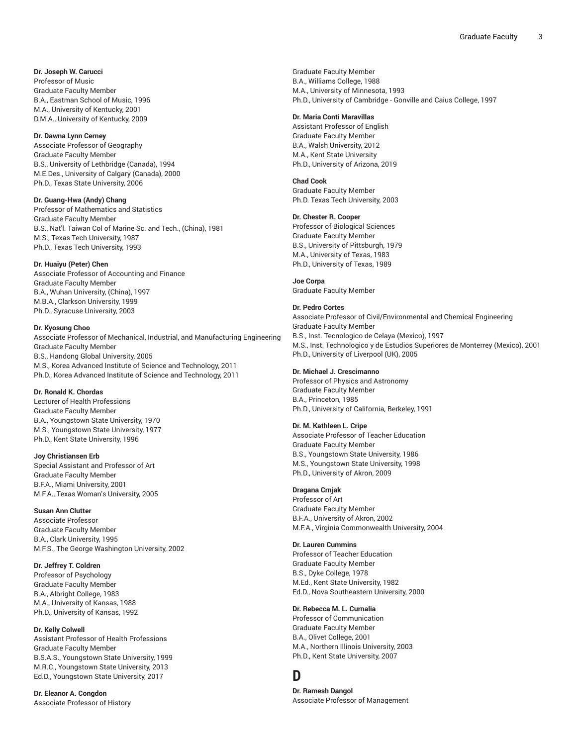**Dr. Joseph W. Carucci**
Professor of Music
Graduate Faculty Member
B.A., Eastman School of Music, 1996
M.A., University of Kentucky, 2001
D.M.A., University of Kentucky, 2009

**Dr. Dawna Lynn Cerney**
Associate Professor of Geography
Graduate Faculty Member
B.S., University of Lethbridge (Canada), 1994
M.E.Des., University of Calgary (Canada), 2000
Ph.D., Texas State University, 2006

**Dr. Guang-Hwa (Andy) Chang**
Professor of Mathematics and Statistics
Graduate Faculty Member
B.S., Nat'l. Taiwan Col of Marine Sc. and Tech., (China), 1981
M.S., Texas Tech University, 1987
Ph.D., Texas Tech University, 1993

**Dr. Huaiyu (Peter) Chen**
Associate Professor of Accounting and Finance
Graduate Faculty Member
B.A., Wuhan University, (China), 1997
M.B.A., Clarkson University, 1999
Ph.D., Syracuse University, 2003

**Dr. Kyosung Choo**
Associate Professor of Mechanical, Industrial, and Manufacturing Engineering
Graduate Faculty Member
B.S., Handong Global University, 2005
M.S., Korea Advanced Institute of Science and Technology, 2011
Ph.D., Korea Advanced Institute of Science and Technology, 2011

**Dr. Ronald K. Chordas**
Lecturer of Health Professions
Graduate Faculty Member
B.A., Youngstown State University, 1970
M.S., Youngstown State University, 1977
Ph.D., Kent State University, 1996

**Joy Christiansen Erb**
Special Assistant and Professor of Art
Graduate Faculty Member
B.F.A., Miami University, 2001
M.F.A., Texas Woman's University, 2005

**Susan Ann Clutter**
Associate Professor
Graduate Faculty Member
B.A., Clark University, 1995
M.F.S., The George Washington University, 2002

**Dr. Jeffrey T. Coldren**
Professor of Psychology
Graduate Faculty Member
B.A., Albright College, 1983
M.A., University of Kansas, 1988
Ph.D., University of Kansas, 1992

**Dr. Kelly Colwell**
Assistant Professor of Health Professions
Graduate Faculty Member
B.S.A.S., Youngstown State University, 1999
M.R.C., Youngstown State University, 2013
Ed.D., Youngstown State University, 2017

**Dr. Eleanor A. Congdon**
Associate Professor of History
Graduate Faculty Member
B.A., Williams College, 1988
M.A., University of Minnesota, 1993
Ph.D., University of Cambridge - Gonville and Caius College, 1997

**Dr. Maria Conti Maravillas**
Assistant Professor of English
Graduate Faculty Member
B.A., Walsh University, 2012
M.A., Kent State University
Ph.D., University of Arizona, 2019

**Chad Cook**
Graduate Faculty Member
Ph.D. Texas Tech University, 2003

**Dr. Chester R. Cooper**
Professor of Biological Sciences
Graduate Faculty Member
B.S., University of Pittsburgh, 1979
M.A., University of Texas, 1983
Ph.D., University of Texas, 1989

**Joe Corpa**
Graduate Faculty Member

**Dr. Pedro Cortes**
Associate Professor of Civil/Environmental and Chemical Engineering
Graduate Faculty Member
B.S., Inst. Tecnologico de Celaya (Mexico), 1997
M.S., Inst. Technologico y de Estudios Superiores de Monterrey (Mexico), 2001
Ph.D., University of Liverpool (UK), 2005

**Dr. Michael J. Crescimanno**
Professor of Physics and Astronomy
Graduate Faculty Member
B.A., Princeton, 1985
Ph.D., University of California, Berkeley, 1991

**Dr. M. Kathleen L. Cripe**
Associate Professor of Teacher Education
Graduate Faculty Member
B.S., Youngstown State University, 1986
M.S., Youngstown State University, 1998
Ph.D., University of Akron, 2009

**Dragana Crnjak**
Professor of Art
Graduate Faculty Member
B.F.A., University of Akron, 2002
M.F.A., Virginia Commonwealth University, 2004

**Dr. Lauren Cummins**
Professor of Teacher Education
Graduate Faculty Member
B.S., Dyke College, 1978
M.Ed., Kent State University, 1982
Ed.D., Nova Southeastern University, 2000

**Dr. Rebecca M. L. Curnalia**
Professor of Communication
Graduate Faculty Member
B.A., Olivet College, 2001
M.A., Northern Illinois University, 2003
Ph.D., Kent State University, 2007

# D

**Dr. Ramesh Dangol**
Associate Professor of Management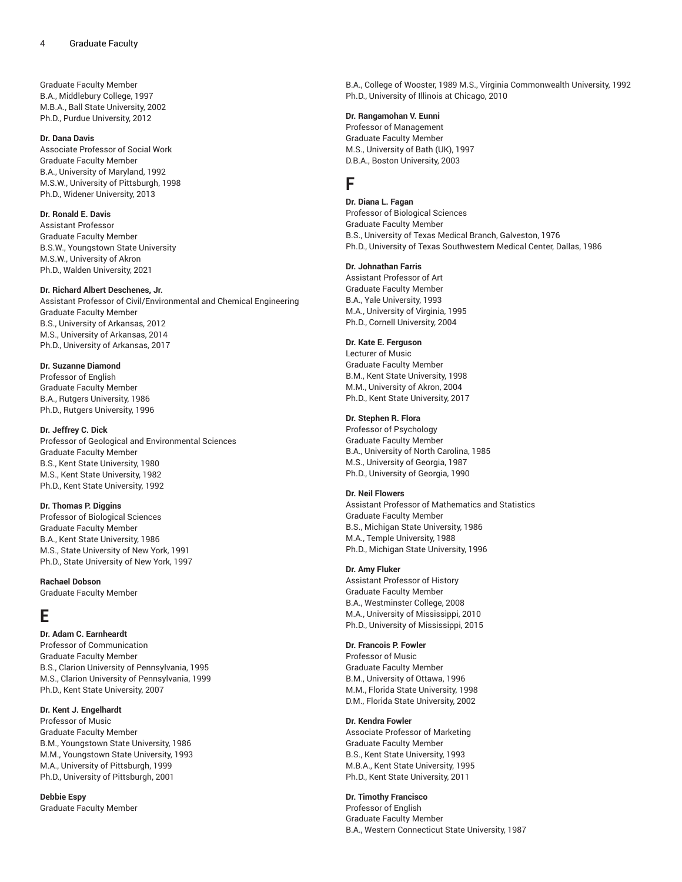Graduate Faculty Member
B.A., Middlebury College, 1997
M.B.A., Ball State University, 2002
Ph.D., Purdue University, 2012

**Dr. Dana Davis**
Associate Professor of Social Work
Graduate Faculty Member
B.A., University of Maryland, 1992
M.S.W., University of Pittsburgh, 1998
Ph.D., Widener University, 2013

**Dr. Ronald E. Davis**
Assistant Professor
Graduate Faculty Member
B.S.W., Youngstown State University
M.S.W., University of Akron
Ph.D., Walden University, 2021

**Dr. Richard Albert Deschenes, Jr.**
Assistant Professor of Civil/Environmental and Chemical Engineering
Graduate Faculty Member
B.S., University of Arkansas, 2012
M.S., University of Arkansas, 2014
Ph.D., University of Arkansas, 2017

**Dr. Suzanne Diamond**
Professor of English
Graduate Faculty Member
B.A., Rutgers University, 1986
Ph.D., Rutgers University, 1996

**Dr. Jeffrey C. Dick**
Professor of Geological and Environmental Sciences
Graduate Faculty Member
B.S., Kent State University, 1980
M.S., Kent State University, 1982
Ph.D., Kent State University, 1992

**Dr. Thomas P. Diggins**
Professor of Biological Sciences
Graduate Faculty Member
B.A., Kent State University, 1986
M.S., State University of New York, 1991
Ph.D., State University of New York, 1997

**Rachael Dobson**
Graduate Faculty Member

# E

**Dr. Adam C. Earnheardt**
Professor of Communication
Graduate Faculty Member
B.S., Clarion University of Pennsylvania, 1995
M.S., Clarion University of Pennsylvania, 1999
Ph.D., Kent State University, 2007

**Dr. Kent J. Engelhardt**
Professor of Music
Graduate Faculty Member
B.M., Youngstown State University, 1986
M.M., Youngstown State University, 1993
M.A., University of Pittsburgh, 1999
Ph.D., University of Pittsburgh, 2001

**Debbie Espy**
Graduate Faculty Member

B.A., College of Wooster, 1989 M.S., Virginia Commonwealth University, 1992
Ph.D., University of Illinois at Chicago, 2010

**Dr. Rangamohan V. Eunni**
Professor of Management
Graduate Faculty Member
M.S., University of Bath (UK), 1997
D.B.A., Boston University, 2003

# F

**Dr. Diana L. Fagan**
Professor of Biological Sciences
Graduate Faculty Member
B.S., University of Texas Medical Branch, Galveston, 1976
Ph.D., University of Texas Southwestern Medical Center, Dallas, 1986

**Dr. Johnathan Farris**
Assistant Professor of Art
Graduate Faculty Member
B.A., Yale University, 1993
M.A., University of Virginia, 1995
Ph.D., Cornell University, 2004

**Dr. Kate E. Ferguson**
Lecturer of Music
Graduate Faculty Member
B.M., Kent State University, 1998
M.M., University of Akron, 2004
Ph.D., Kent State University, 2017

**Dr. Stephen R. Flora**
Professor of Psychology
Graduate Faculty Member
B.A., University of North Carolina, 1985
M.S., University of Georgia, 1987
Ph.D., University of Georgia, 1990

**Dr. Neil Flowers**
Assistant Professor of Mathematics and Statistics
Graduate Faculty Member
B.S., Michigan State University, 1986
M.A., Temple University, 1988
Ph.D., Michigan State University, 1996

**Dr. Amy Fluker**
Assistant Professor of History
Graduate Faculty Member
B.A., Westminster College, 2008
M.A., University of Mississippi, 2010
Ph.D., University of Mississippi, 2015

**Dr. Francois P. Fowler**
Professor of Music
Graduate Faculty Member
B.M., University of Ottawa, 1996
M.M., Florida State University, 1998
D.M., Florida State University, 2002

**Dr. Kendra Fowler**
Associate Professor of Marketing
Graduate Faculty Member
B.S., Kent State University, 1993
M.B.A., Kent State University, 1995
Ph.D., Kent State University, 2011

**Dr. Timothy Francisco**
Professor of English
Graduate Faculty Member
B.A., Western Connecticut State University, 1987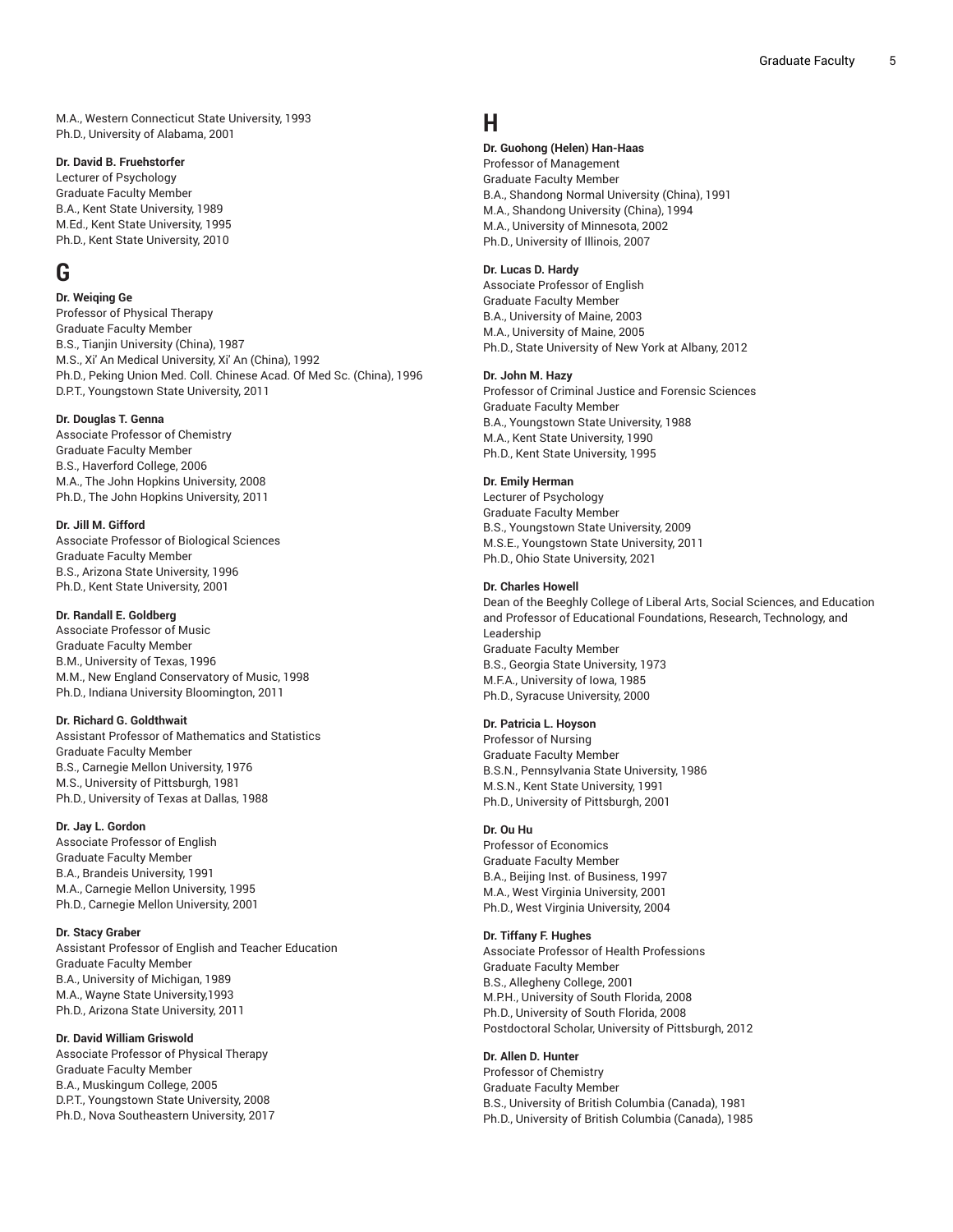M.A., Western Connecticut State University, 1993
Ph.D., University of Alabama, 2001

**Dr. David B. Fruehstorfer**
Lecturer of Psychology
Graduate Faculty Member
B.A., Kent State University, 1989
M.Ed., Kent State University, 1995
Ph.D., Kent State University, 2010

# G

**Dr. Weiqing Ge**
Professor of Physical Therapy
Graduate Faculty Member
B.S., Tianjin University (China), 1987
M.S., Xi' An Medical University, Xi' An (China), 1992
Ph.D., Peking Union Med. Coll. Chinese Acad. Of Med Sc. (China), 1996
D.P.T., Youngstown State University, 2011

**Dr. Douglas T. Genna**
Associate Professor of Chemistry
Graduate Faculty Member
B.S., Haverford College, 2006
M.A., The John Hopkins University, 2008
Ph.D., The John Hopkins University, 2011

**Dr. Jill M. Gifford**
Associate Professor of Biological Sciences
Graduate Faculty Member
B.S., Arizona State University, 1996
Ph.D., Kent State University, 2001

**Dr. Randall E. Goldberg**
Associate Professor of Music
Graduate Faculty Member
B.M., University of Texas, 1996
M.M., New England Conservatory of Music, 1998
Ph.D., Indiana University Bloomington, 2011

**Dr. Richard G. Goldthwait**
Assistant Professor of Mathematics and Statistics
Graduate Faculty Member
B.S., Carnegie Mellon University, 1976
M.S., University of Pittsburgh, 1981
Ph.D., University of Texas at Dallas, 1988

**Dr. Jay L. Gordon**
Associate Professor of English
Graduate Faculty Member
B.A., Brandeis University, 1991
M.A., Carnegie Mellon University, 1995
Ph.D., Carnegie Mellon University, 2001

**Dr. Stacy Graber**
Assistant Professor of English and Teacher Education
Graduate Faculty Member
B.A., University of Michigan, 1989
M.A., Wayne State University,1993
Ph.D., Arizona State University, 2011

**Dr. David William Griswold**
Associate Professor of Physical Therapy
Graduate Faculty Member
B.A., Muskingum College, 2005
D.P.T., Youngstown State University, 2008
Ph.D., Nova Southeastern University, 2017

# H

**Dr. Guohong (Helen) Han-Haas**
Professor of Management
Graduate Faculty Member
B.A., Shandong Normal University (China), 1991
M.A., Shandong University (China), 1994
M.A., University of Minnesota, 2002
Ph.D., University of Illinois, 2007

**Dr. Lucas D. Hardy**
Associate Professor of English
Graduate Faculty Member
B.A., University of Maine, 2003
M.A., University of Maine, 2005
Ph.D., State University of New York at Albany, 2012

**Dr. John M. Hazy**
Professor of Criminal Justice and Forensic Sciences
Graduate Faculty Member
B.A., Youngstown State University, 1988
M.A., Kent State University, 1990
Ph.D., Kent State University, 1995

**Dr. Emily Herman**
Lecturer of Psychology
Graduate Faculty Member
B.S., Youngstown State University, 2009
M.S.E., Youngstown State University, 2011
Ph.D., Ohio State University, 2021

**Dr. Charles Howell**
Dean of the Beeghly College of Liberal Arts, Social Sciences, and Education and Professor of Educational Foundations, Research, Technology, and Leadership
Graduate Faculty Member
B.S., Georgia State University, 1973
M.F.A., University of Iowa, 1985
Ph.D., Syracuse University, 2000

**Dr. Patricia L. Hoyson**
Professor of Nursing
Graduate Faculty Member
B.S.N., Pennsylvania State University, 1986
M.S.N., Kent State University, 1991
Ph.D., University of Pittsburgh, 2001

**Dr. Ou Hu**
Professor of Economics
Graduate Faculty Member
B.A., Beijing Inst. of Business, 1997
M.A., West Virginia University, 2001
Ph.D., West Virginia University, 2004

**Dr. Tiffany F. Hughes**
Associate Professor of Health Professions
Graduate Faculty Member
B.S., Allegheny College, 2001
M.P.H., University of South Florida, 2008
Ph.D., University of South Florida, 2008
Postdoctoral Scholar, University of Pittsburgh, 2012

**Dr. Allen D. Hunter**
Professor of Chemistry
Graduate Faculty Member
B.S., University of British Columbia (Canada), 1981
Ph.D., University of British Columbia (Canada), 1985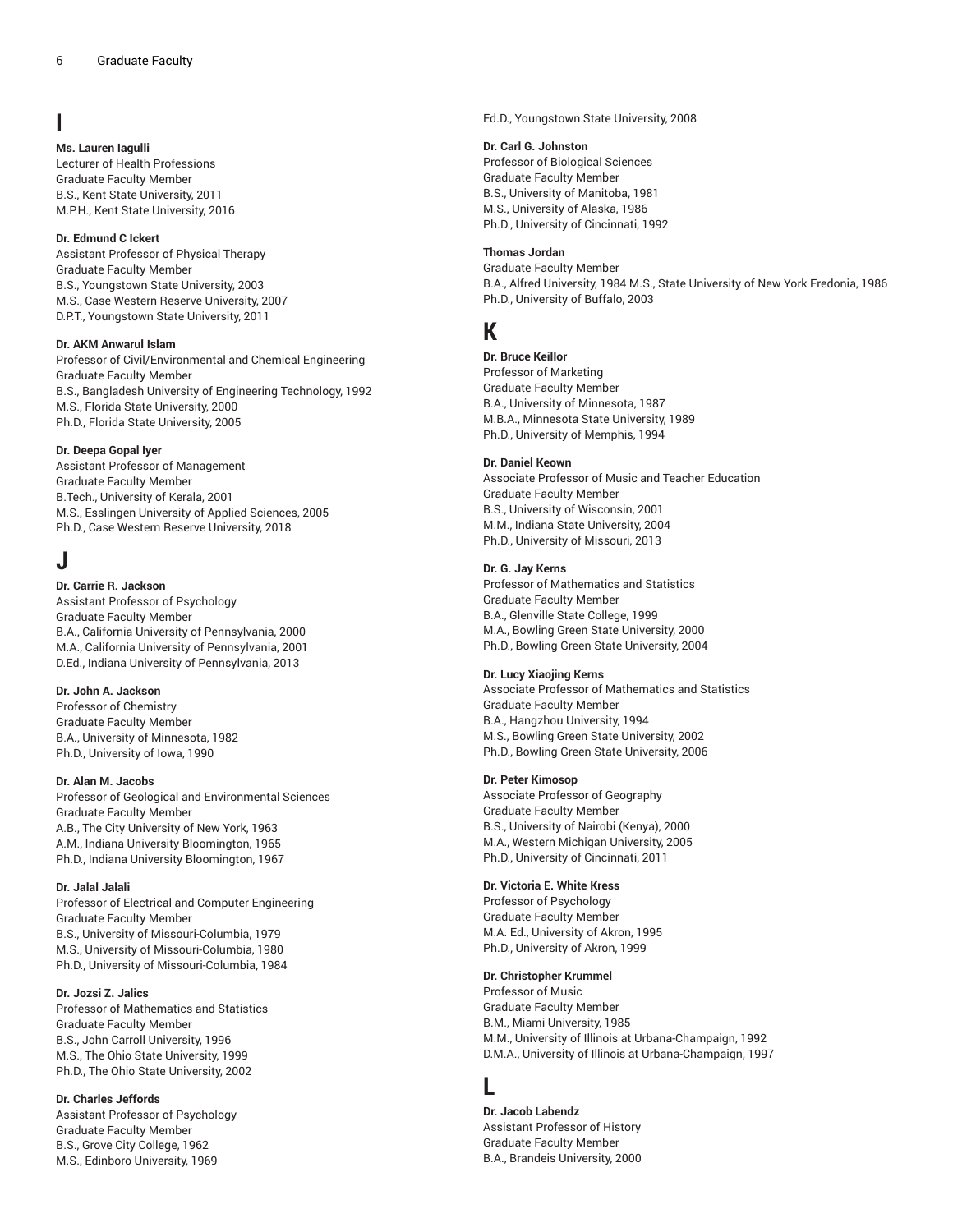# I

**Ms. Lauren Iagulli**
Lecturer of Health Professions
Graduate Faculty Member
B.S., Kent State University, 2011
M.P.H., Kent State University, 2016

**Dr. Edmund C Ickert**
Assistant Professor of Physical Therapy
Graduate Faculty Member
B.S., Youngstown State University, 2003
M.S., Case Western Reserve University, 2007
D.P.T., Youngstown State University, 2011

**Dr. AKM Anwarul Islam**
Professor of Civil/Environmental and Chemical Engineering
Graduate Faculty Member
B.S., Bangladesh University of Engineering Technology, 1992
M.S., Florida State University, 2000
Ph.D., Florida State University, 2005

**Dr. Deepa Gopal Iyer**
Assistant Professor of Management
Graduate Faculty Member
B.Tech., University of Kerala, 2001
M.S., Esslingen University of Applied Sciences, 2005
Ph.D., Case Western Reserve University, 2018

# J

**Dr. Carrie R. Jackson**
Assistant Professor of Psychology
Graduate Faculty Member
B.A., California University of Pennsylvania, 2000
M.A., California University of Pennsylvania, 2001
D.Ed., Indiana University of Pennsylvania, 2013

**Dr. John A. Jackson**
Professor of Chemistry
Graduate Faculty Member
B.A., University of Minnesota, 1982
Ph.D., University of Iowa, 1990

**Dr. Alan M. Jacobs**
Professor of Geological and Environmental Sciences
Graduate Faculty Member
A.B., The City University of New York, 1963
A.M., Indiana University Bloomington, 1965
Ph.D., Indiana University Bloomington, 1967

**Dr. Jalal Jalali**
Professor of Electrical and Computer Engineering
Graduate Faculty Member
B.S., University of Missouri-Columbia, 1979
M.S., University of Missouri-Columbia, 1980
Ph.D., University of Missouri-Columbia, 1984

**Dr. Jozsi Z. Jalics**
Professor of Mathematics and Statistics
Graduate Faculty Member
B.S., John Carroll University, 1996
M.S., The Ohio State University, 1999
Ph.D., The Ohio State University, 2002

**Dr. Charles Jeffords**
Assistant Professor of Psychology
Graduate Faculty Member
B.S., Grove City College, 1962
M.S., Edinboro University, 1969
Ed.D., Youngstown State University, 2008

**Dr. Carl G. Johnston**
Professor of Biological Sciences
Graduate Faculty Member
B.S., University of Manitoba, 1981
M.S., University of Alaska, 1986
Ph.D., University of Cincinnati, 1992

**Thomas Jordan**
Graduate Faculty Member
B.A., Alfred University, 1984 M.S., State University of New York Fredonia, 1986
Ph.D., University of Buffalo, 2003

# K

**Dr. Bruce Keillor**
Professor of Marketing
Graduate Faculty Member
B.A., University of Minnesota, 1987
M.B.A., Minnesota State University, 1989
Ph.D., University of Memphis, 1994

**Dr. Daniel Keown**
Associate Professor of Music and Teacher Education
Graduate Faculty Member
B.S., University of Wisconsin, 2001
M.M., Indiana State University, 2004
Ph.D., University of Missouri, 2013

**Dr. G. Jay Kerns**
Professor of Mathematics and Statistics
Graduate Faculty Member
B.A., Glenville State College, 1999
M.A., Bowling Green State University, 2000
Ph.D., Bowling Green State University, 2004

**Dr. Lucy Xiaojing Kerns**
Associate Professor of Mathematics and Statistics
Graduate Faculty Member
B.A., Hangzhou University, 1994
M.S., Bowling Green State University, 2002
Ph.D., Bowling Green State University, 2006

**Dr. Peter Kimosop**
Associate Professor of Geography
Graduate Faculty Member
B.S., University of Nairobi (Kenya), 2000
M.A., Western Michigan University, 2005
Ph.D., University of Cincinnati, 2011

**Dr. Victoria E. White Kress**
Professor of Psychology
Graduate Faculty Member
M.A. Ed., University of Akron, 1995
Ph.D., University of Akron, 1999

**Dr. Christopher Krummel**
Professor of Music
Graduate Faculty Member
B.M., Miami University, 1985
M.M., University of Illinois at Urbana-Champaign, 1992
D.M.A., University of Illinois at Urbana-Champaign, 1997

# L

**Dr. Jacob Labendz**
Assistant Professor of History
Graduate Faculty Member
B.A., Brandeis University, 2000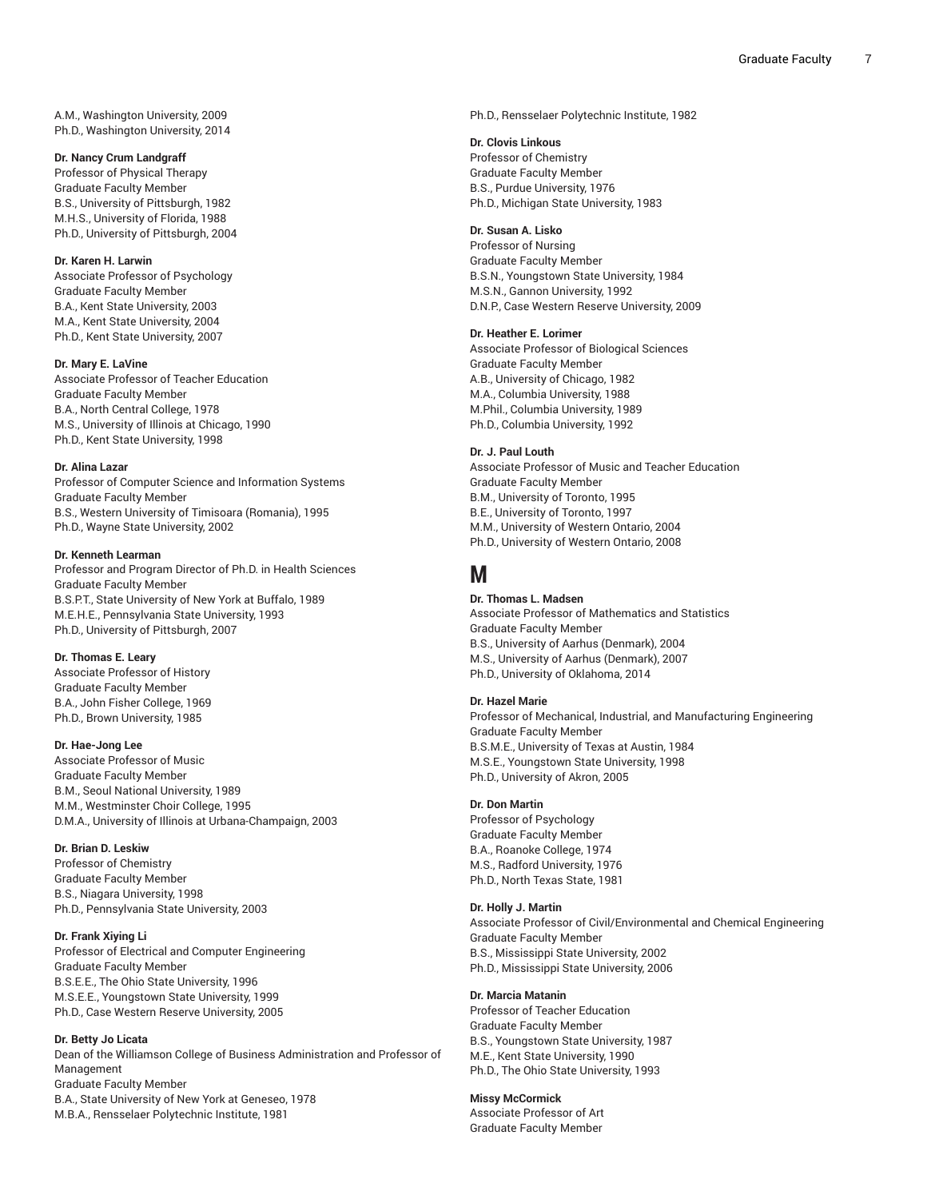A.M., Washington University, 2009
Ph.D., Washington University, 2014

**Dr. Nancy Crum Landgraff**
Professor of Physical Therapy
Graduate Faculty Member
B.S., University of Pittsburgh, 1982
M.H.S., University of Florida, 1988
Ph.D., University of Pittsburgh, 2004

**Dr. Karen H. Larwin**
Associate Professor of Psychology
Graduate Faculty Member
B.A., Kent State University, 2003
M.A., Kent State University, 2004
Ph.D., Kent State University, 2007

**Dr. Mary E. LaVine**
Associate Professor of Teacher Education
Graduate Faculty Member
B.A., North Central College, 1978
M.S., University of Illinois at Chicago, 1990
Ph.D., Kent State University, 1998

**Dr. Alina Lazar**
Professor of Computer Science and Information Systems
Graduate Faculty Member
B.S., Western University of Timisoara (Romania), 1995
Ph.D., Wayne State University, 2002

**Dr. Kenneth Learman**
Professor and Program Director of Ph.D. in Health Sciences
Graduate Faculty Member
B.S.P.T., State University of New York at Buffalo, 1989
M.E.H.E., Pennsylvania State University, 1993
Ph.D., University of Pittsburgh, 2007

**Dr. Thomas E. Leary**
Associate Professor of History
Graduate Faculty Member
B.A., John Fisher College, 1969
Ph.D., Brown University, 1985

**Dr. Hae-Jong Lee**
Associate Professor of Music
Graduate Faculty Member
B.M., Seoul National University, 1989
M.M., Westminster Choir College, 1995
D.M.A., University of Illinois at Urbana-Champaign, 2003

**Dr. Brian D. Leskiw**
Professor of Chemistry
Graduate Faculty Member
B.S., Niagara University, 1998
Ph.D., Pennsylvania State University, 2003

**Dr. Frank Xiying Li**
Professor of Electrical and Computer Engineering
Graduate Faculty Member
B.S.E.E., The Ohio State University, 1996
M.S.E.E., Youngstown State University, 1999
Ph.D., Case Western Reserve University, 2005

**Dr. Betty Jo Licata**
Dean of the Williamson College of Business Administration and Professor of Management
Graduate Faculty Member
B.A., State University of New York at Geneseo, 1978
M.B.A., Rensselaer Polytechnic Institute, 1981
Ph.D., Rensselaer Polytechnic Institute, 1982

**Dr. Clovis Linkous**
Professor of Chemistry
Graduate Faculty Member
B.S., Purdue University, 1976
Ph.D., Michigan State University, 1983

**Dr. Susan A. Lisko**
Professor of Nursing
Graduate Faculty Member
B.S.N., Youngstown State University, 1984
M.S.N., Gannon University, 1992
D.N.P., Case Western Reserve University, 2009

**Dr. Heather E. Lorimer**
Associate Professor of Biological Sciences
Graduate Faculty Member
A.B., University of Chicago, 1982
M.A., Columbia University, 1988
M.Phil., Columbia University, 1989
Ph.D., Columbia University, 1992

**Dr. J. Paul Louth**
Associate Professor of Music and Teacher Education
Graduate Faculty Member
B.M., University of Toronto, 1995
B.E., University of Toronto, 1997
M.M., University of Western Ontario, 2004
Ph.D., University of Western Ontario, 2008

# M

**Dr. Thomas L. Madsen**
Associate Professor of Mathematics and Statistics
Graduate Faculty Member
B.S., University of Aarhus (Denmark), 2004
M.S., University of Aarhus (Denmark), 2007
Ph.D., University of Oklahoma, 2014

**Dr. Hazel Marie**
Professor of Mechanical, Industrial, and Manufacturing Engineering
Graduate Faculty Member
B.S.M.E., University of Texas at Austin, 1984
M.S.E., Youngstown State University, 1998
Ph.D., University of Akron, 2005

**Dr. Don Martin**
Professor of Psychology
Graduate Faculty Member
B.A., Roanoke College, 1974
M.S., Radford University, 1976
Ph.D., North Texas State, 1981

**Dr. Holly J. Martin**
Associate Professor of Civil/Environmental and Chemical Engineering
Graduate Faculty Member
B.S., Mississippi State University, 2002
Ph.D., Mississippi State University, 2006

**Dr. Marcia Matanin**
Professor of Teacher Education
Graduate Faculty Member
B.S., Youngstown State University, 1987
M.E., Kent State University, 1990
Ph.D., The Ohio State University, 1993

**Missy McCormick**
Associate Professor of Art
Graduate Faculty Member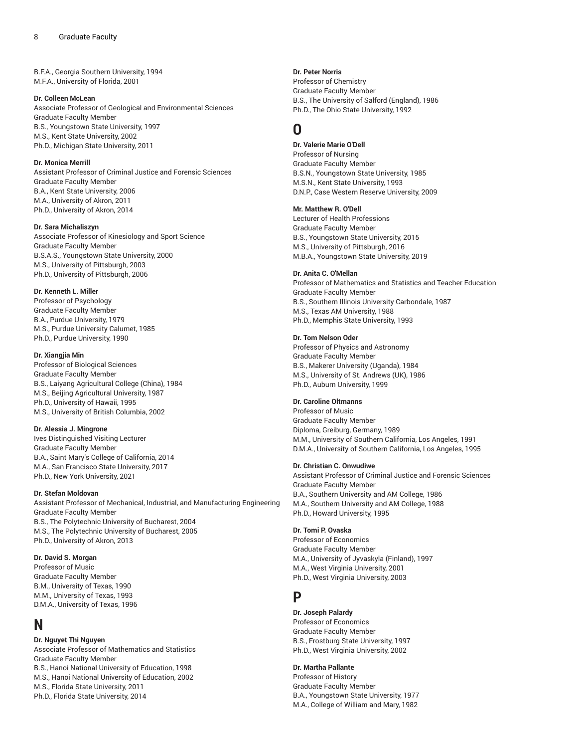B.F.A., Georgia Southern University, 1994
M.F.A., University of Florida, 2001

**Dr. Colleen McLean**
Associate Professor of Geological and Environmental Sciences
Graduate Faculty Member
B.S., Youngstown State University, 1997
M.S., Kent State University, 2002
Ph.D., Michigan State University, 2011

**Dr. Monica Merrill**
Assistant Professor of Criminal Justice and Forensic Sciences
Graduate Faculty Member
B.A., Kent State University, 2006
M.A., University of Akron, 2011
Ph.D., University of Akron, 2014

**Dr. Sara Michaliszyn**
Associate Professor of Kinesiology and Sport Science
Graduate Faculty Member
B.S.A.S., Youngstown State University, 2000
M.S., University of Pittsburgh, 2003
Ph.D., University of Pittsburgh, 2006

**Dr. Kenneth L. Miller**
Professor of Psychology
Graduate Faculty Member
B.A., Purdue University, 1979
M.S., Purdue University Calumet, 1985
Ph.D., Purdue University, 1990

**Dr. Xiangjia Min**
Professor of Biological Sciences
Graduate Faculty Member
B.S., Laiyang Agricultural College (China), 1984
M.S., Beijing Agricultural University, 1987
Ph.D., University of Hawaii, 1995
M.S., University of British Columbia, 2002

**Dr. Alessia J. Mingrone**
Ives Distinguished Visiting Lecturer
Graduate Faculty Member
B.A., Saint Mary's College of California, 2014
M.A., San Francisco State University, 2017
Ph.D., New York University, 2021

**Dr. Stefan Moldovan**
Assistant Professor of Mechanical, Industrial, and Manufacturing Engineering
Graduate Faculty Member
B.S., The Polytechnic University of Bucharest, 2004
M.S., The Polytechnic University of Bucharest, 2005
Ph.D., University of Akron, 2013

**Dr. David S. Morgan**
Professor of Music
Graduate Faculty Member
B.M., University of Texas, 1990
M.M., University of Texas, 1993
D.M.A., University of Texas, 1996

# N

**Dr. Nguyet Thi Nguyen**
Associate Professor of Mathematics and Statistics
Graduate Faculty Member
B.S., Hanoi National University of Education, 1998
M.S., Hanoi National University of Education, 2002
M.S., Florida State University, 2011
Ph.D., Florida State University, 2014

**Dr. Peter Norris**
Professor of Chemistry
Graduate Faculty Member
B.S., The University of Salford (England), 1986
Ph.D., The Ohio State University, 1992

# O

**Dr. Valerie Marie O'Dell**
Professor of Nursing
Graduate Faculty Member
B.S.N., Youngstown State University, 1985
M.S.N., Kent State University, 1993
D.N.P., Case Western Reserve University, 2009

**Mr. Matthew R. O'Dell**
Lecturer of Health Professions
Graduate Faculty Member
B.S., Youngstown State University, 2015
M.S., University of Pittsburgh, 2016
M.B.A., Youngstown State University, 2019

**Dr. Anita C. O'Mellan**
Professor of Mathematics and Statistics and Teacher Education
Graduate Faculty Member
B.S., Southern Illinois University Carbondale, 1987
M.S., Texas AM University, 1988
Ph.D., Memphis State University, 1993

**Dr. Tom Nelson Oder**
Professor of Physics and Astronomy
Graduate Faculty Member
B.S., Makerer University (Uganda), 1984
M.S., University of St. Andrews (UK), 1986
Ph.D., Auburn University, 1999

**Dr. Caroline Oltmanns**
Professor of Music
Graduate Faculty Member
Diploma, Greiburg, Germany, 1989
M.M., University of Southern California, Los Angeles, 1991
D.M.A., University of Southern California, Los Angeles, 1995

**Dr. Christian C. Onwudiwe**
Assistant Professor of Criminal Justice and Forensic Sciences
Graduate Faculty Member
B.A., Southern University and AM College, 1986
M.A., Southern University and AM College, 1988
Ph.D., Howard University, 1995

**Dr. Tomi P. Ovaska**
Professor of Economics
Graduate Faculty Member
M.A., University of Jyvaskyla (Finland), 1997
M.A., West Virginia University, 2001
Ph.D., West Virginia University, 2003

# P

**Dr. Joseph Palardy**
Professor of Economics
Graduate Faculty Member
B.S., Frostburg State University, 1997
Ph.D., West Virginia University, 2002

**Dr. Martha Pallante**
Professor of History
Graduate Faculty Member
B.A., Youngstown State University, 1977
M.A., College of William and Mary, 1982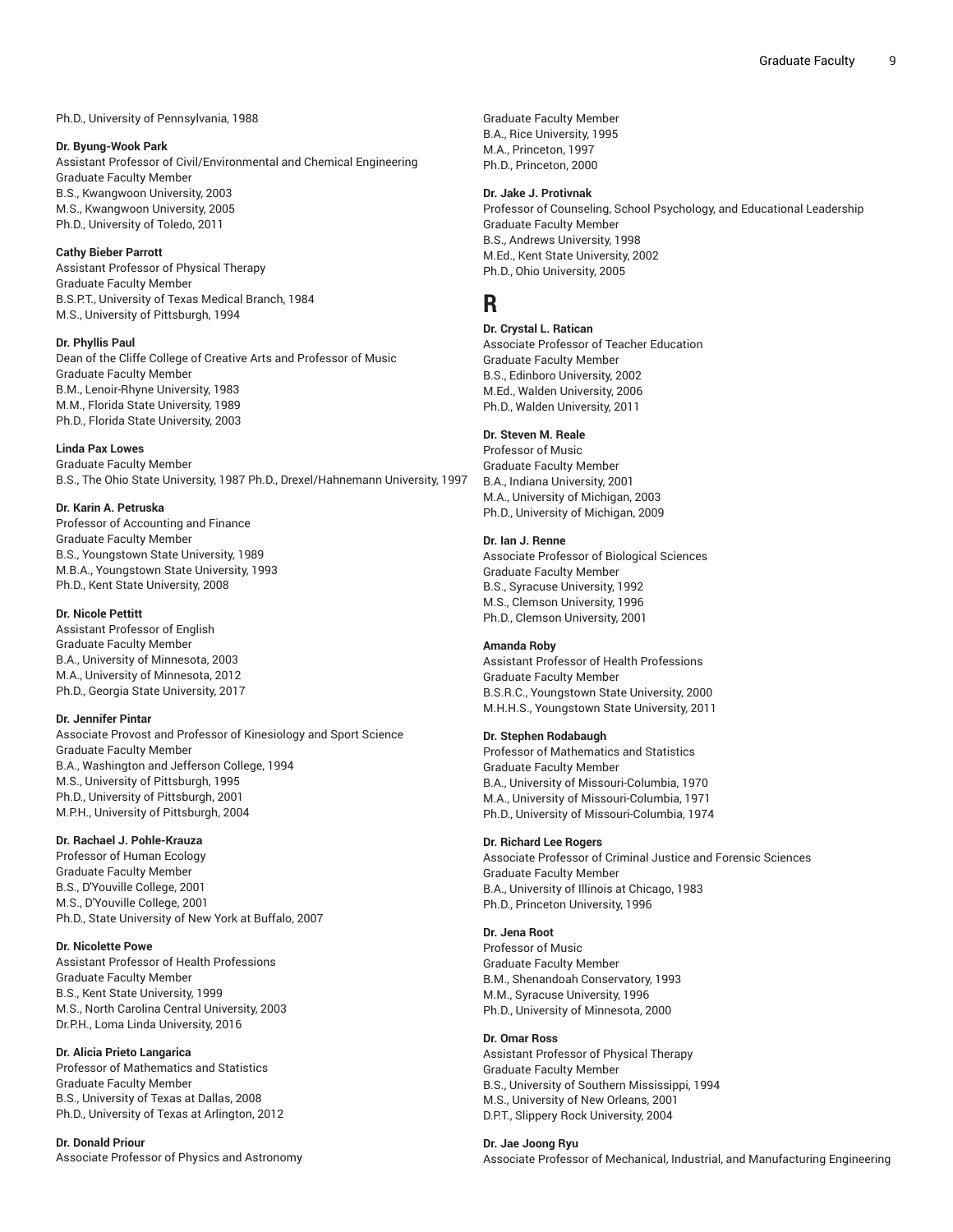Ph.D., University of Pennsylvania, 1988

**Dr. Byung-Wook Park**
Assistant Professor of Civil/Environmental and Chemical Engineering
Graduate Faculty Member
B.S., Kwangwoon University, 2003
M.S., Kwangwoon University, 2005
Ph.D., University of Toledo, 2011

**Cathy Bieber Parrott**
Assistant Professor of Physical Therapy
Graduate Faculty Member
B.S.P.T., University of Texas Medical Branch, 1984
M.S., University of Pittsburgh, 1994

**Dr. Phyllis Paul**
Dean of the Cliffe College of Creative Arts and Professor of Music
Graduate Faculty Member
B.M., Lenoir-Rhyne University, 1983
M.M., Florida State University, 1989
Ph.D., Florida State University, 2003

**Linda Pax Lowes**
Graduate Faculty Member
B.S., The Ohio State University, 1987 Ph.D., Drexel/Hahnemann University, 1997

**Dr. Karin A. Petruska**
Professor of Accounting and Finance
Graduate Faculty Member
B.S., Youngstown State University, 1989
M.B.A., Youngstown State University, 1993
Ph.D., Kent State University, 2008

**Dr. Nicole Pettitt**
Assistant Professor of English
Graduate Faculty Member
B.A., University of Minnesota, 2003
M.A., University of Minnesota, 2012
Ph.D., Georgia State University, 2017

**Dr. Jennifer Pintar**
Associate Provost and Professor of Kinesiology and Sport Science
Graduate Faculty Member
B.A., Washington and Jefferson College, 1994
M.S., University of Pittsburgh, 1995
Ph.D., University of Pittsburgh, 2001
M.P.H., University of Pittsburgh, 2004

**Dr. Rachael J. Pohle-Krauza**
Professor of Human Ecology
Graduate Faculty Member
B.S., D'Youville College, 2001
M.S., D'Youville College, 2001
Ph.D., State University of New York at Buffalo, 2007

**Dr. Nicolette Powe**
Assistant Professor of Health Professions
Graduate Faculty Member
B.S., Kent State University, 1999
M.S., North Carolina Central University, 2003
Dr.P.H., Loma Linda University, 2016

**Dr. Alicia Prieto Langarica**
Professor of Mathematics and Statistics
Graduate Faculty Member
B.S., University of Texas at Dallas, 2008
Ph.D., University of Texas at Arlington, 2012

**Dr. Donald Priour**
Associate Professor of Physics and Astronomy
Graduate Faculty Member
B.A., Rice University, 1995
M.A., Princeton, 1997
Ph.D., Princeton, 2000

**Dr. Jake J. Protivnak**
Professor of Counseling, School Psychology, and Educational Leadership
Graduate Faculty Member
B.S., Andrews University, 1998
M.Ed., Kent State University, 2002
Ph.D., Ohio University, 2005

# R

**Dr. Crystal L. Ratican**
Associate Professor of Teacher Education
Graduate Faculty Member
B.S., Edinboro University, 2002
M.Ed., Walden University, 2006
Ph.D., Walden University, 2011

**Dr. Steven M. Reale**
Professor of Music
Graduate Faculty Member
B.A., Indiana University, 2001
M.A., University of Michigan, 2003
Ph.D., University of Michigan, 2009

**Dr. Ian J. Renne**
Associate Professor of Biological Sciences
Graduate Faculty Member
B.S., Syracuse University, 1992
M.S., Clemson University, 1996
Ph.D., Clemson University, 2001

**Amanda Roby**
Assistant Professor of Health Professions
Graduate Faculty Member
B.S.R.C., Youngstown State University, 2000
M.H.H.S., Youngstown State University, 2011

**Dr. Stephen Rodabaugh**
Professor of Mathematics and Statistics
Graduate Faculty Member
B.A., University of Missouri-Columbia, 1970
M.A., University of Missouri-Columbia, 1971
Ph.D., University of Missouri-Columbia, 1974

**Dr. Richard Lee Rogers**
Associate Professor of Criminal Justice and Forensic Sciences
Graduate Faculty Member
B.A., University of Illinois at Chicago, 1983
Ph.D., Princeton University, 1996

**Dr. Jena Root**
Professor of Music
Graduate Faculty Member
B.M., Shenandoah Conservatory, 1993
M.M., Syracuse University, 1996
Ph.D., University of Minnesota, 2000

**Dr. Omar Ross**
Assistant Professor of Physical Therapy
Graduate Faculty Member
B.S., University of Southern Mississippi, 1994
M.S., University of New Orleans, 2001
D.P.T., Slippery Rock University, 2004

**Dr. Jae Joong Ryu**
Associate Professor of Mechanical, Industrial, and Manufacturing Engineering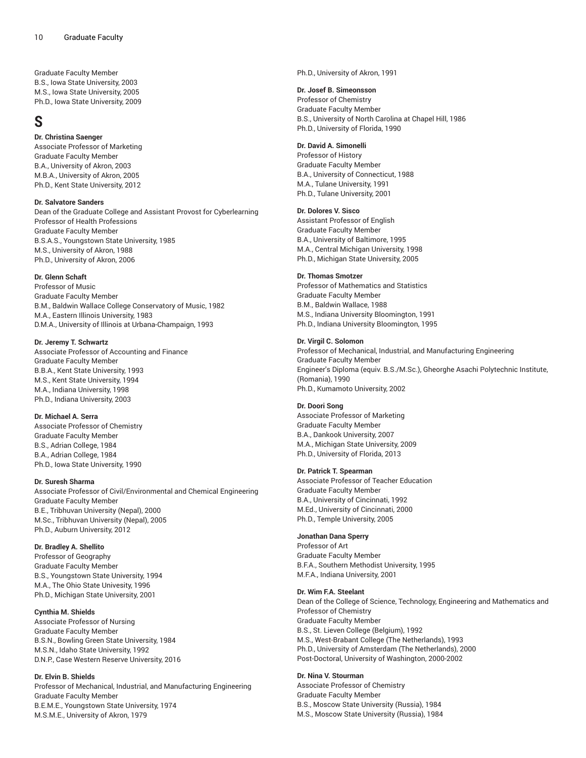Graduate Faculty Member
B.S., Iowa State University, 2003
M.S., Iowa State University, 2005
Ph.D., Iowa State University, 2009

# S

**Dr. Christina Saenger**
Associate Professor of Marketing
Graduate Faculty Member
B.A., University of Akron, 2003
M.B.A., University of Akron, 2005
Ph.D., Kent State University, 2012

**Dr. Salvatore Sanders**
Dean of the Graduate College and Assistant Provost for Cyberlearning
Professor of Health Professions
Graduate Faculty Member
B.S.A.S., Youngstown State University, 1985
M.S., University of Akron, 1988
Ph.D., University of Akron, 2006

**Dr. Glenn Schaft**
Professor of Music
Graduate Faculty Member
B.M., Baldwin Wallace College Conservatory of Music, 1982
M.A., Eastern Illinois University, 1983
D.M.A., University of Illinois at Urbana-Champaign, 1993

**Dr. Jeremy T. Schwartz**
Associate Professor of Accounting and Finance
Graduate Faculty Member
B.B.A., Kent State University, 1993
M.S., Kent State University, 1994
M.A., Indiana University, 1998
Ph.D., Indiana University, 2003

**Dr. Michael A. Serra**
Associate Professor of Chemistry
Graduate Faculty Member
B.S., Adrian College, 1984
B.A., Adrian College, 1984
Ph.D., Iowa State University, 1990

**Dr. Suresh Sharma**
Associate Professor of Civil/Environmental and Chemical Engineering
Graduate Faculty Member
B.E., Tribhuvan University (Nepal), 2000
M.Sc., Tribhuvan University (Nepal), 2005
Ph.D., Auburn University, 2012

**Dr. Bradley A. Shellito**
Professor of Geography
Graduate Faculty Member
B.S., Youngstown State University, 1994
M.A., The Ohio State Univesity, 1996
Ph.D., Michigan State University, 2001

**Cynthia M. Shields**
Associate Professor of Nursing
Graduate Faculty Member
B.S.N., Bowling Green State University, 1984
M.S.N., Idaho State University, 1992
D.N.P., Case Western Reserve University, 2016

**Dr. Elvin B. Shields**
Professor of Mechanical, Industrial, and Manufacturing Engineering
Graduate Faculty Member
B.E.M.E., Youngstown State University, 1974
M.S.M.E., University of Akron, 1979
Ph.D., University of Akron, 1991

**Dr. Josef B. Simeonsson**
Professor of Chemistry
Graduate Faculty Member
B.S., University of North Carolina at Chapel Hill, 1986
Ph.D., University of Florida, 1990

**Dr. David A. Simonelli**
Professor of History
Graduate Faculty Member
B.A., University of Connecticut, 1988
M.A., Tulane University, 1991
Ph.D., Tulane University, 2001

**Dr. Dolores V. Sisco**
Assistant Professor of English
Graduate Faculty Member
B.A., University of Baltimore, 1995
M.A., Central Michigan University, 1998
Ph.D., Michigan State University, 2005

**Dr. Thomas Smotzer**
Professor of Mathematics and Statistics
Graduate Faculty Member
B.M., Baldwin Wallace, 1988
M.S., Indiana University Bloomington, 1991
Ph.D., Indiana University Bloomington, 1995

**Dr. Virgil C. Solomon**
Professor of Mechanical, Industrial, and Manufacturing Engineering
Graduate Faculty Member
Engineer's Diploma (equiv. B.S./M.Sc.), Gheorghe Asachi Polytechnic Institute, (Romania), 1990
Ph.D., Kumamoto University, 2002

**Dr. Doori Song**
Associate Professor of Marketing
Graduate Faculty Member
B.A., Dankook University, 2007
M.A., Michigan State University, 2009
Ph.D., University of Florida, 2013

**Dr. Patrick T. Spearman**
Associate Professor of Teacher Education
Graduate Faculty Member
B.A., University of Cincinnati, 1992
M.Ed., University of Cincinnati, 2000
Ph.D., Temple University, 2005

**Jonathan Dana Sperry**
Professor of Art
Graduate Faculty Member
B.F.A., Southern Methodist University, 1995
M.F.A., Indiana University, 2001

**Dr. Wim F.A. Steelant**
Dean of the College of Science, Technology, Engineering and Mathematics and Professor of Chemistry
Graduate Faculty Member
B.S., St. Lieven College (Belgium), 1992
M.S., West-Brabant College (The Netherlands), 1993
Ph.D., University of Amsterdam (The Netherlands), 2000
Post-Doctoral, University of Washington, 2000-2002

**Dr. Nina V. Stourman**
Associate Professor of Chemistry
Graduate Faculty Member
B.S., Moscow State University (Russia), 1984
M.S., Moscow State University (Russia), 1984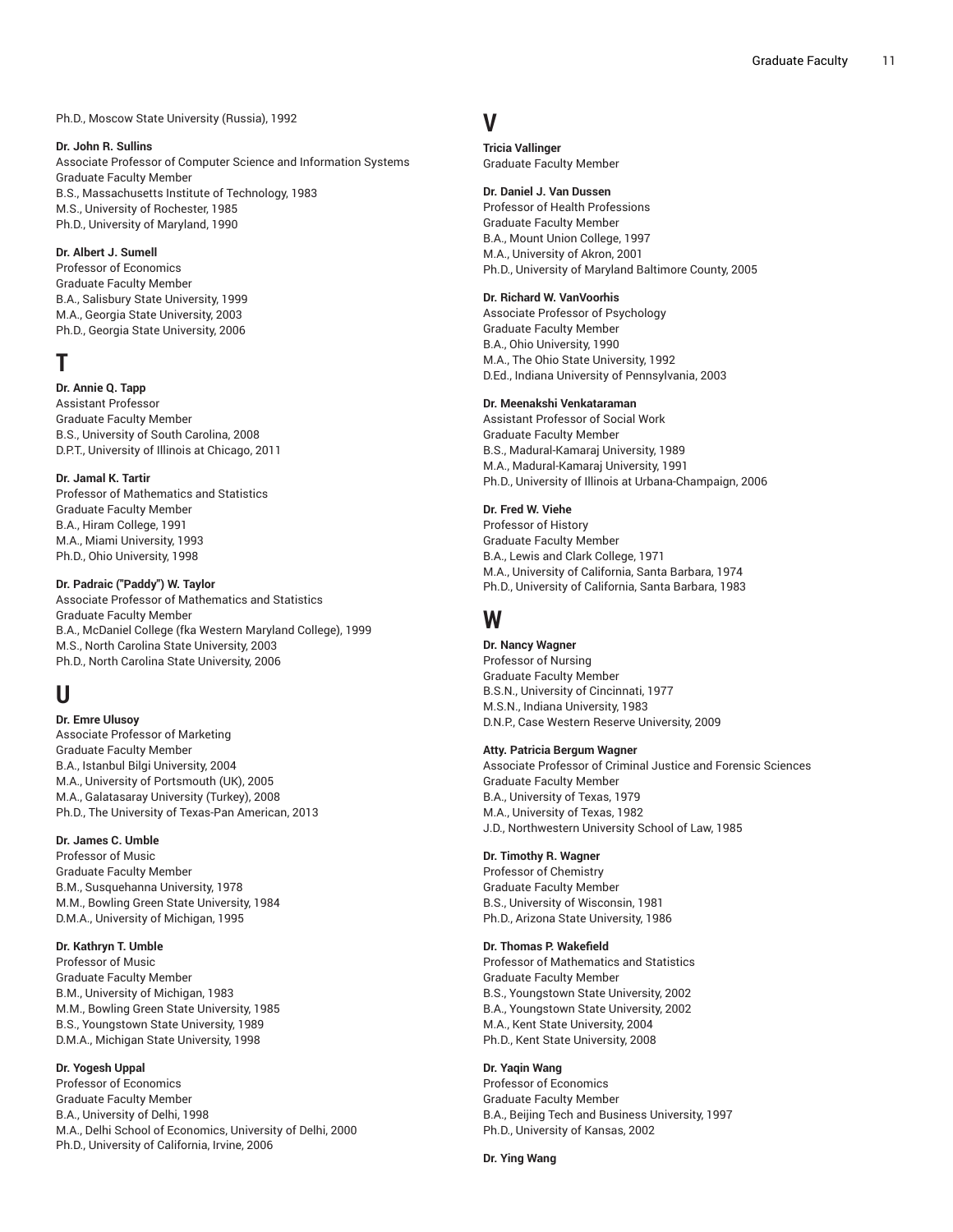Ph.D., Moscow State University (Russia), 1992

**Dr. John R. Sullins**
Associate Professor of Computer Science and Information Systems
Graduate Faculty Member
B.S., Massachusetts Institute of Technology, 1983
M.S., University of Rochester, 1985
Ph.D., University of Maryland, 1990

**Dr. Albert J. Sumell**
Professor of Economics
Graduate Faculty Member
B.A., Salisbury State University, 1999
M.A., Georgia State University, 2003
Ph.D., Georgia State University, 2006

## T

**Dr. Annie Q. Tapp**
Assistant Professor
Graduate Faculty Member
B.S., University of South Carolina, 2008
D.P.T., University of Illinois at Chicago, 2011

**Dr. Jamal K. Tartir**
Professor of Mathematics and Statistics
Graduate Faculty Member
B.A., Hiram College, 1991
M.A., Miami University, 1993
Ph.D., Ohio University, 1998

**Dr. Padraic ("Paddy") W. Taylor**
Associate Professor of Mathematics and Statistics
Graduate Faculty Member
B.A., McDaniel College (fka Western Maryland College), 1999
M.S., North Carolina State University, 2003
Ph.D., North Carolina State University, 2006

## U

**Dr. Emre Ulusoy**
Associate Professor of Marketing
Graduate Faculty Member
B.A., Istanbul Bilgi University, 2004
M.A., University of Portsmouth (UK), 2005
M.A., Galatasaray University (Turkey), 2008
Ph.D., The University of Texas-Pan American, 2013

**Dr. James C. Umble**
Professor of Music
Graduate Faculty Member
B.M., Susquehanna University, 1978
M.M., Bowling Green State University, 1984
D.M.A., University of Michigan, 1995

**Dr. Kathryn T. Umble**
Professor of Music
Graduate Faculty Member
B.M., University of Michigan, 1983
M.M., Bowling Green State University, 1985
B.S., Youngstown State University, 1989
D.M.A., Michigan State University, 1998

**Dr. Yogesh Uppal**
Professor of Economics
Graduate Faculty Member
B.A., University of Delhi, 1998
M.A., Delhi School of Economics, University of Delhi, 2000
Ph.D., University of California, Irvine, 2006

## V

**Tricia Vallinger**
Graduate Faculty Member

**Dr. Daniel J. Van Dussen**
Professor of Health Professions
Graduate Faculty Member
B.A., Mount Union College, 1997
M.A., University of Akron, 2001
Ph.D., University of Maryland Baltimore County, 2005

**Dr. Richard W. VanVoorhis**
Associate Professor of Psychology
Graduate Faculty Member
B.A., Ohio University, 1990
M.A., The Ohio State University, 1992
D.Ed., Indiana University of Pennsylvania, 2003

**Dr. Meenakshi Venkataraman**
Assistant Professor of Social Work
Graduate Faculty Member
B.S., Madural-Kamaraj University, 1989
M.A., Madural-Kamaraj University, 1991
Ph.D., University of Illinois at Urbana-Champaign, 2006

**Dr. Fred W. Viehe**
Professor of History
Graduate Faculty Member
B.A., Lewis and Clark College, 1971
M.A., University of California, Santa Barbara, 1974
Ph.D., University of California, Santa Barbara, 1983

## W

**Dr. Nancy Wagner**
Professor of Nursing
Graduate Faculty Member
B.S.N., University of Cincinnati, 1977
M.S.N., Indiana University, 1983
D.N.P., Case Western Reserve University, 2009

**Atty. Patricia Bergum Wagner**
Associate Professor of Criminal Justice and Forensic Sciences
Graduate Faculty Member
B.A., University of Texas, 1979
M.A., University of Texas, 1982
J.D., Northwestern University School of Law, 1985

**Dr. Timothy R. Wagner**
Professor of Chemistry
Graduate Faculty Member
B.S., University of Wisconsin, 1981
Ph.D., Arizona State University, 1986

**Dr. Thomas P. Wakefield**
Professor of Mathematics and Statistics
Graduate Faculty Member
B.S., Youngstown State University, 2002
B.A., Youngstown State University, 2002
M.A., Kent State University, 2004
Ph.D., Kent State University, 2008

**Dr. Yaqin Wang**
Professor of Economics
Graduate Faculty Member
B.A., Beijing Tech and Business University, 1997
Ph.D., University of Kansas, 2002

**Dr. Ying Wang**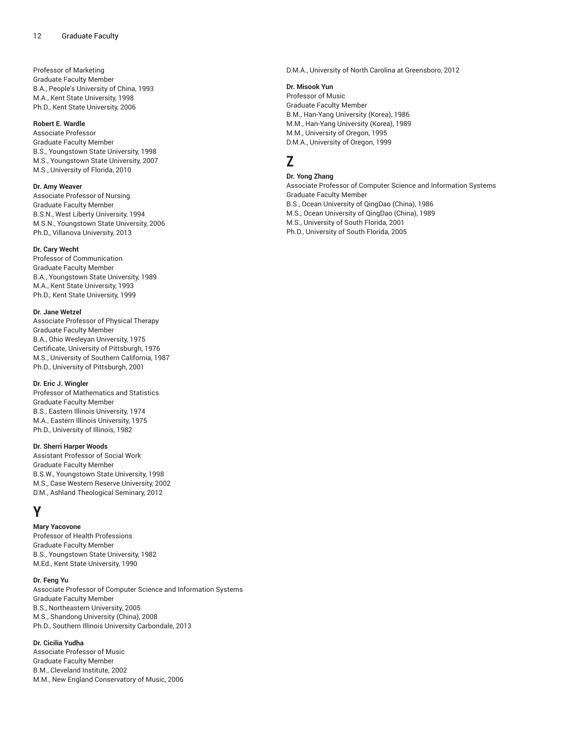Professor of Marketing
Graduate Faculty Member
B.A., People's University of China, 1993
M.A., Kent State University, 1998
Ph.D., Kent State University, 2006

**Robert E. Wardle**
Associate Professor
Graduate Faculty Member
B.S., Youngstown State University, 1998
M.S., Youngstown State University, 2007
M.S., University of Florida, 2010

**Dr. Amy Weaver**
Associate Professor of Nursing
Graduate Faculty Member
B.S.N., West Liberty University, 1994
M.S.N., Youngstown State University, 2006
Ph.D., Villanova University, 2013

**Dr. Cary Wecht**
Professor of Communication
Graduate Faculty Member
B.A., Youngstown State University, 1989
M.A., Kent State University, 1993
Ph.D., Kent State University, 1999

**Dr. Jane Wetzel**
Associate Professor of Physical Therapy
Graduate Faculty Member
B.A., Ohio Wesleyan University, 1975
Certificate, University of Pittsburgh, 1976
M.S., University of Southern California, 1987
Ph.D., University of Pittsburgh, 2001

**Dr. Eric J. Wingler**
Professor of Mathematics and Statistics
Graduate Faculty Member
B.S., Eastern Illinois University, 1974
M.A., Eastern Illinois University, 1975
Ph.D., University of Illinois, 1982

**Dr. Sherri Harper Woods**
Assistant Professor of Social Work
Graduate Faculty Member
B.S.W., Youngstown State University, 1998
M.S., Case Western Reserve University, 2002
D.M., Ashland Theological Seminary, 2012

# Y

**Mary Yacovone**
Professor of Health Professions
Graduate Faculty Member
B.S., Youngstown State University, 1982
M.Ed., Kent State University, 1990

**Dr. Feng Yu**
Associate Professor of Computer Science and Information Systems
Graduate Faculty Member
B.S., Northeastern University, 2005
M.S., Shandong University (China), 2008
Ph.D., Southern Illinois University Carbondale, 2013

**Dr. Cicilia Yudha**
Associate Professor of Music
Graduate Faculty Member
B.M., Cleveland Institute, 2002
M.M., New England Conservatory of Music, 2006
D.M.A., University of North Carolina at Greensboro, 2012

**Dr. Misook Yun**
Professor of Music
Graduate Faculty Member
B.M., Han-Yang University (Korea), 1986
M.M., Han-Yang University (Korea), 1989
M.M., University of Oregon, 1995
D.M.A., University of Oregon, 1999

# Z

**Dr. Yong Zhang**
Associate Professor of Computer Science and Information Systems
Graduate Faculty Member
B.S., Ocean University of QingDao (China), 1986
M.S., Ocean University of QingDao (China), 1989
M.S., University of South Florida, 2001
Ph.D., University of South Florida, 2005